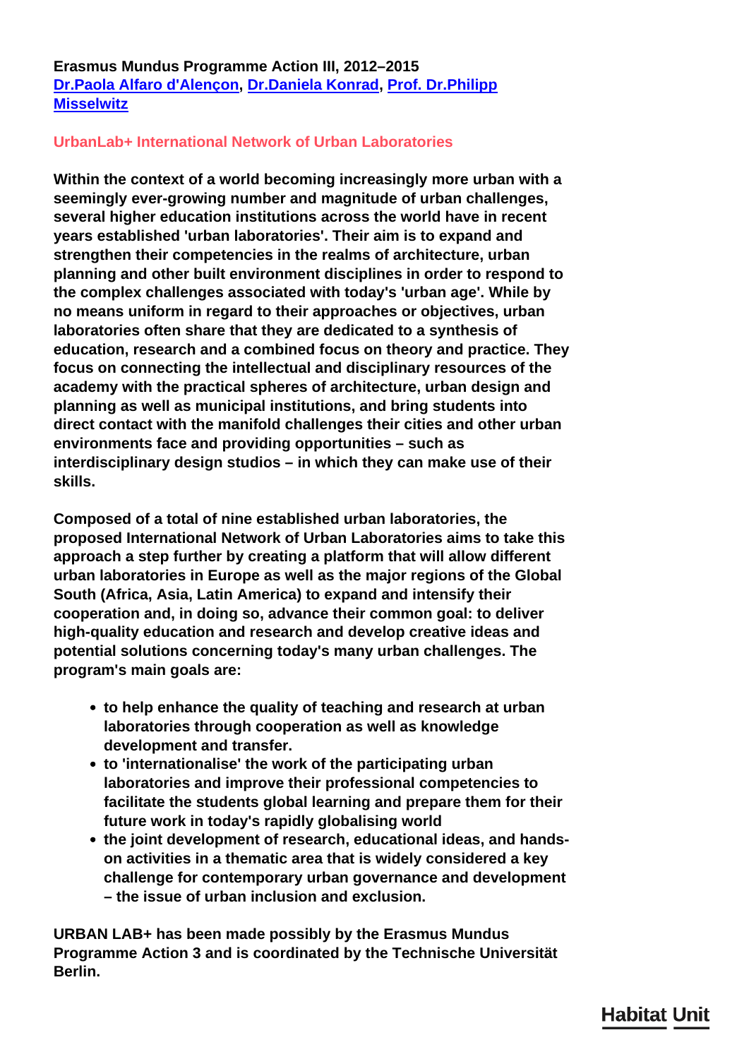**Erasmus Mundus Programme Action III, 2012–2015**
**[Dr.Paola Alfaro d'Alençon](), [Dr.Daniela Konrad](), [Prof. Dr.Philipp Misselwitz]()**

## UrbanLab+ International Network of Urban Laboratories

**Within the context of a world becoming increasingly more urban with a seemingly ever-growing number and magnitude of urban challenges, several higher education institutions across the world have in recent years established 'urban laboratories'. Their aim is to expand and strengthen their competencies in the realms of architecture, urban planning and other built environment disciplines in order to respond to the complex challenges associated with today's 'urban age'. While by no means uniform in regard to their approaches or objectives, urban laboratories often share that they are dedicated to a synthesis of education, research and a combined focus on theory and practice. They focus on connecting the intellectual and disciplinary resources of the academy with the practical spheres of architecture, urban design and planning as well as municipal institutions, and bring students into direct contact with the manifold challenges their cities and other urban environments face and providing opportunities – such as interdisciplinary design studios – in which they can make use of their skills.**

**Composed of a total of nine established urban laboratories, the proposed International Network of Urban Laboratories aims to take this approach a step further by creating a platform that will allow different urban laboratories in Europe as well as the major regions of the Global South (Africa, Asia, Latin America) to expand and intensify their cooperation and, in doing so, advance their common goal: to deliver high-quality education and research and develop creative ideas and potential solutions concerning today's many urban challenges. The program's main goals are:**

- **to help enhance the quality of teaching and research at urban laboratories through cooperation as well as knowledge development and transfer.**
- **to 'internationalise' the work of the participating urban laboratories and improve their professional competencies to facilitate the students global learning and prepare them for their future work in today's rapidly globalising world**
- **the joint development of research, educational ideas, and hands-on activities in a thematic area that is widely considered a key challenge for contemporary urban governance and development – the issue of urban inclusion and exclusion.**

**URBAN LAB+ has been made possibly by the Erasmus Mundus Programme Action 3 and is coordinated by the Technische Universität Berlin.**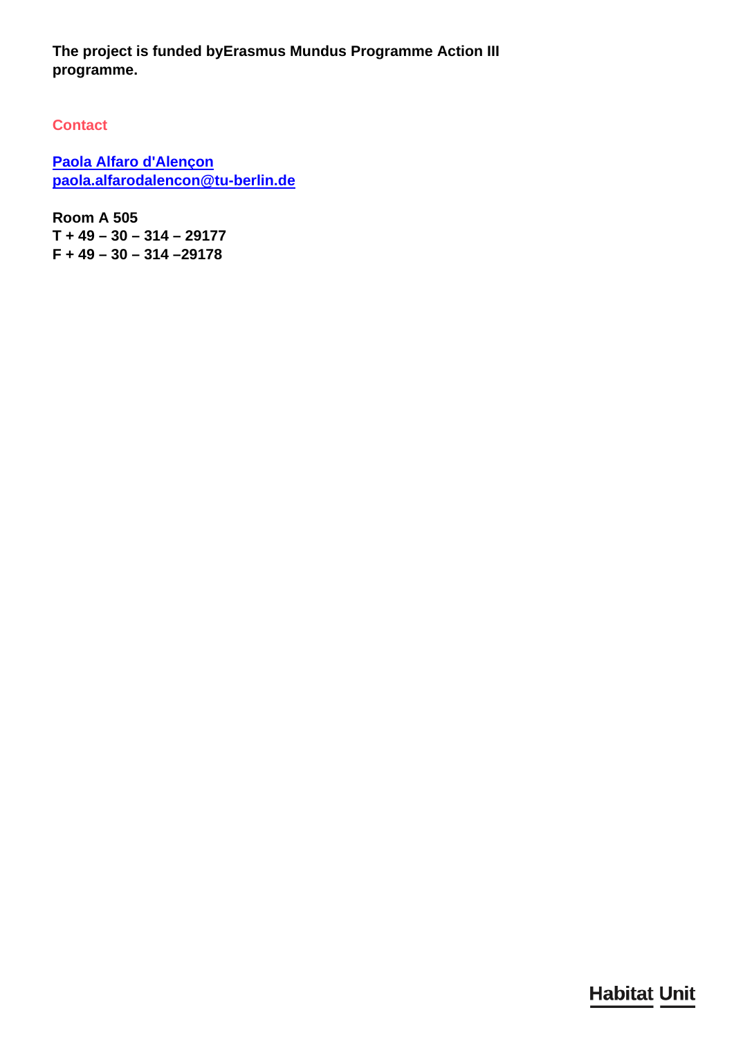**The project is funded byErasmus Mundus Programme Action III programme.**

## Contact

**[Paola Alfaro d'Alençon]**
**[paola.alfarodalencon@tu-berlin.de]**

**Room A 505**
**T + 49 – 30 – 314 – 29177**
**F + 49 – 30 – 314 –29178**

**Habitat Unit**